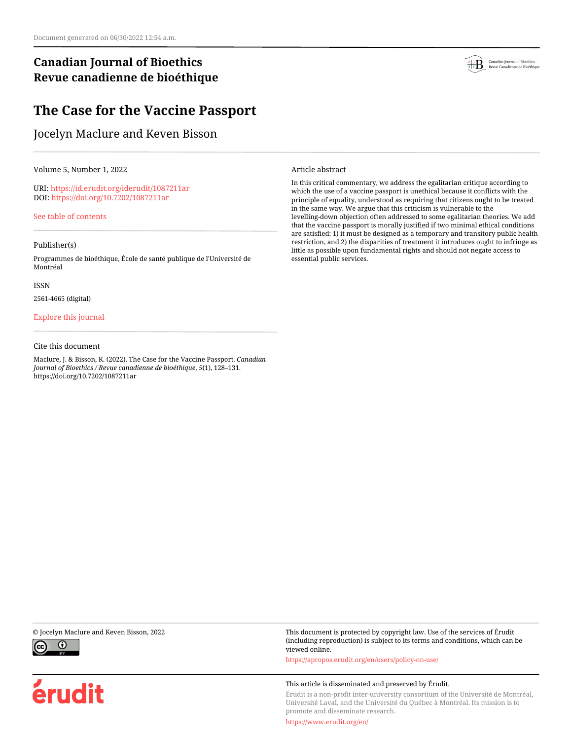Document generated on 06/30/2022 12:54 a.m.

**Canadian Journal of Bioethics**
**Revue canadienne de bioéthique**

# The Case for the Vaccine Passport

Jocelyn Maclure and Keven Bisson

Volume 5, Number 1, 2022

URI: https://id.erudit.org/iderudit/1087211ar
DOI: https://doi.org/10.7202/1087211ar

See table of contents

Publisher(s)

Programmes de bioéthique, École de santé publique de l'Université de Montréal

ISSN

2561-4665 (digital)

Explore this journal

Cite this document

Maclure, J. & Bisson, K. (2022). The Case for the Vaccine Passport. *Canadian Journal of Bioethics / Revue canadienne de bioéthique*, *5*(1), 128–131. https://doi.org/10.7202/1087211ar

Article abstract

In this critical commentary, we address the egalitarian critique according to which the use of a vaccine passport is unethical because it conflicts with the principle of equality, understood as requiring that citizens ought to be treated in the same way. We argue that this criticism is vulnerable to the levelling-down objection often addressed to some egalitarian theories. We add that the vaccine passport is morally justified if two minimal ethical conditions are satisfied: 1) it must be designed as a temporary and transitory public health restriction, and 2) the disparities of treatment it introduces ought to infringe as little as possible upon fundamental rights and should not negate access to essential public services.

© Jocelyn Maclure and Keven Bisson, 2022

This document is protected by copyright law. Use of the services of Érudit (including reproduction) is subject to its terms and conditions, which can be viewed online.

https://apropos.erudit.org/en/users/policy-on-use/

This article is disseminated and preserved by Érudit.

Érudit is a non-profit inter-university consortium of the Université de Montréal, Université Laval, and the Université du Québec à Montréal. Its mission is to promote and disseminate research.

https://www.erudit.org/en/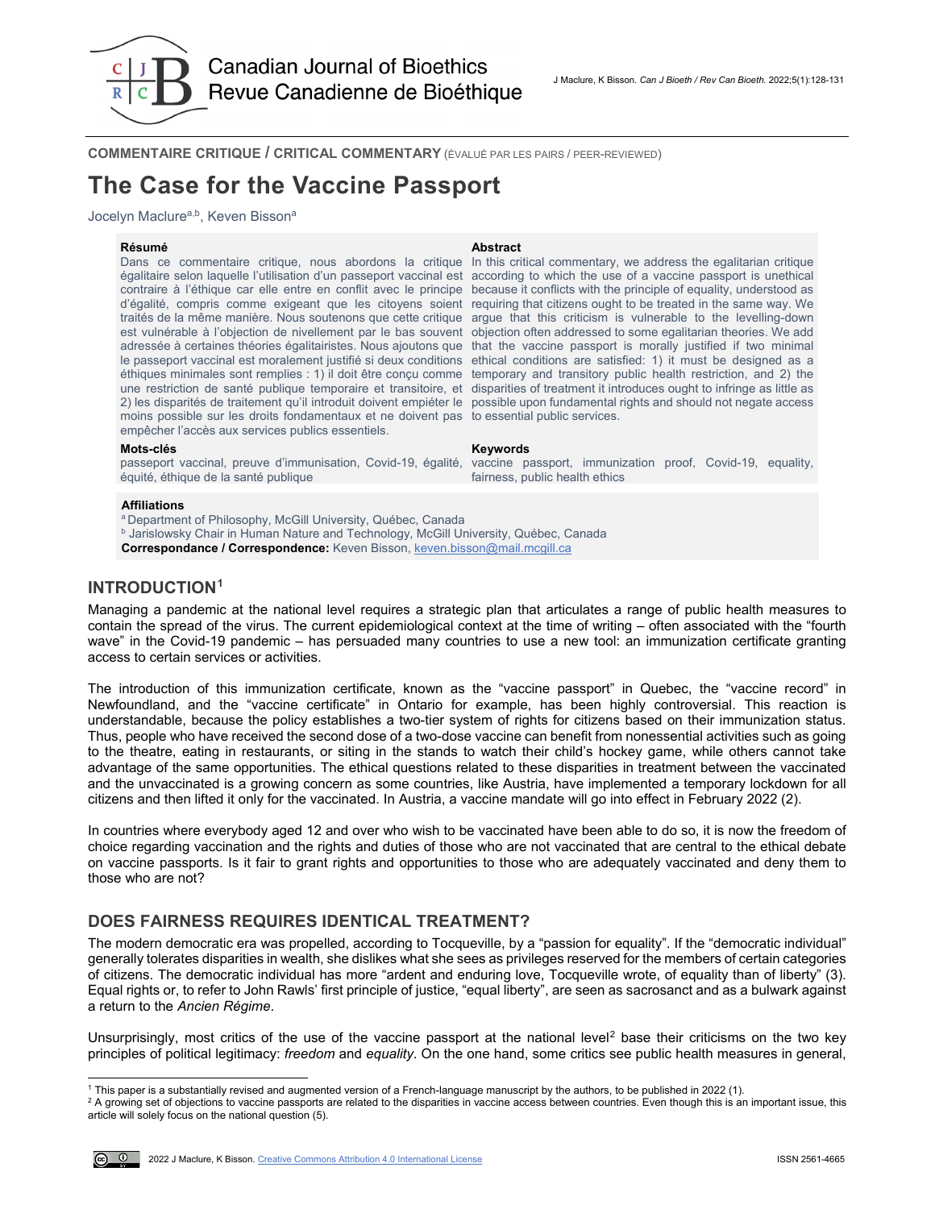COMMENTAIRE CRITIQUE / CRITICAL COMMENTARY (ÉVALUÉ PAR LES PAIRS / PEER-REVIEWED)

# The Case for the Vaccine Passport

Jocelyn Maclure[a,b], Keven Bisson[a]

**Résumé**

Dans ce commentaire critique, nous abordons la critique égalitaire selon laquelle l'utilisation d'un passeport vaccinal est contraire à l'éthique car elle entre en conflit avec le principe d'égalité, compris comme exigeant que les citoyens soient traités de la même manière. Nous soutenons que cette critique est vulnérable à l'objection de nivellement par le bas souvent adressée à certaines théories égalitaristes. Nous ajoutons que le passeport vaccinal est moralement justifié si deux conditions éthiques minimales sont remplies : 1) il doit être conçu comme une restriction de santé publique temporaire et transitoire, et 2) les disparités de traitement qu'il introduit doivent empiéter le moins possible sur les droits fondamentaux et ne doivent pas empêcher l'accès aux services publics essentiels.

**Mots-clés**

passeport vaccinal, preuve d'immunisation, Covid-19, égalité, équité, éthique de la santé publique

**Abstract**

In this critical commentary, we address the egalitarian critique according to which the use of a vaccine passport is unethical because it conflicts with the principle of equality, understood as requiring that citizens ought to be treated in the same way. We argue that this criticism is vulnerable to the levelling-down objection often addressed to some egalitarian theories. We add that the vaccine passport is morally justified if two minimal ethical conditions are satisfied: 1) it must be designed as a temporary and transitory public health restriction, and 2) the disparities of treatment it introduces ought to infringe as little as possible upon fundamental rights and should not negate access to essential public services.

**Keywords**

vaccine passport, immunization proof, Covid-19, equality, fairness, public health ethics

**Affiliations**

[a] Department of Philosophy, McGill University, Québec, Canada
[b] Jarislowsky Chair in Human Nature and Technology, McGill University, Québec, Canada
**Correspondance / Correspondence:** Keven Bisson, keven.bisson@mail.mcgill.ca

## INTRODUCTION[1]

Managing a pandemic at the national level requires a strategic plan that articulates a range of public health measures to contain the spread of the virus. The current epidemiological context at the time of writing – often associated with the "fourth wave" in the Covid-19 pandemic – has persuaded many countries to use a new tool: an immunization certificate granting access to certain services or activities.

The introduction of this immunization certificate, known as the "vaccine passport" in Quebec, the "vaccine record" in Newfoundland, and the "vaccine certificate" in Ontario for example, has been highly controversial. This reaction is understandable, because the policy establishes a two-tier system of rights for citizens based on their immunization status. Thus, people who have received the second dose of a two-dose vaccine can benefit from nonessential activities such as going to the theatre, eating in restaurants, or siting in the stands to watch their child's hockey game, while others cannot take advantage of the same opportunities. The ethical questions related to these disparities in treatment between the vaccinated and the unvaccinated is a growing concern as some countries, like Austria, have implemented a temporary lockdown for all citizens and then lifted it only for the vaccinated. In Austria, a vaccine mandate will go into effect in February 2022 (2).

In countries where everybody aged 12 and over who wish to be vaccinated have been able to do so, it is now the freedom of choice regarding vaccination and the rights and duties of those who are not vaccinated that are central to the ethical debate on vaccine passports. Is it fair to grant rights and opportunities to those who are adequately vaccinated and deny them to those who are not?

## DOES FAIRNESS REQUIRES IDENTICAL TREATMENT?

The modern democratic era was propelled, according to Tocqueville, by a "passion for equality". If the "democratic individual" generally tolerates disparities in wealth, she dislikes what she sees as privileges reserved for the members of certain categories of citizens. The democratic individual has more "ardent and enduring love, Tocqueville wrote, of equality than of liberty" (3). Equal rights or, to refer to John Rawls' first principle of justice, "equal liberty", are seen as sacrosanct and as a bulwark against a return to the *Ancien Régime*.

Unsurprisingly, most critics of the use of the vaccine passport at the national level[2] base their criticisms on the two key principles of political legitimacy: *freedom* and *equality*. On the one hand, some critics see public health measures in general,

[1] This paper is a substantially revised and augmented version of a French-language manuscript by the authors, to be published in 2022 (1).
[2] A growing set of objections to vaccine passports are related to the disparities in vaccine access between countries. Even though this is an important issue, this article will solely focus on the national question (5).

2022 J Maclure, K Bisson. Creative Commons Attribution 4.0 International License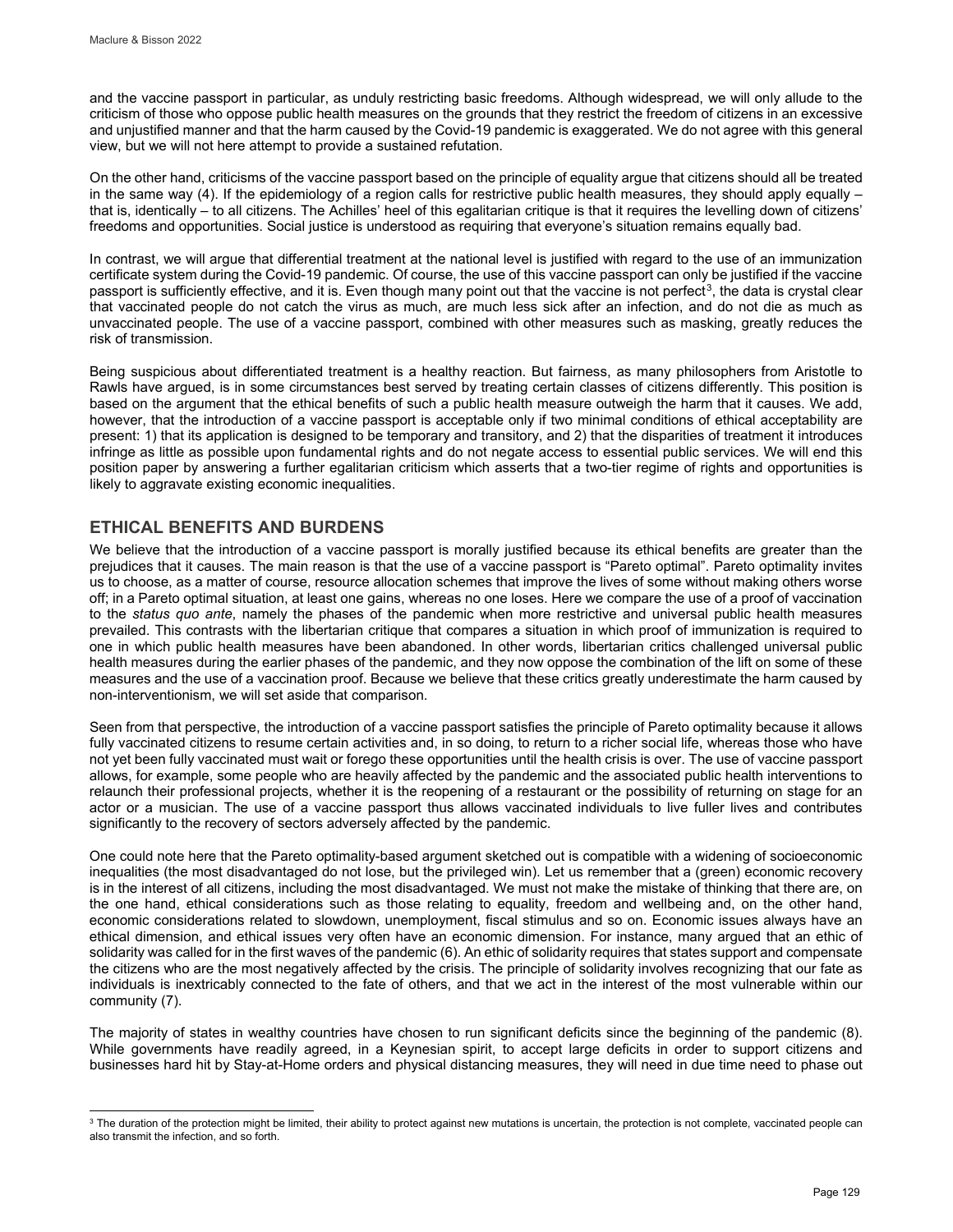and the vaccine passport in particular, as unduly restricting basic freedoms. Although widespread, we will only allude to the criticism of those who oppose public health measures on the grounds that they restrict the freedom of citizens in an excessive and unjustified manner and that the harm caused by the Covid-19 pandemic is exaggerated. We do not agree with this general view, but we will not here attempt to provide a sustained refutation.

On the other hand, criticisms of the vaccine passport based on the principle of equality argue that citizens should all be treated in the same way (4). If the epidemiology of a region calls for restrictive public health measures, they should apply equally – that is, identically – to all citizens. The Achilles' heel of this egalitarian critique is that it requires the levelling down of citizens' freedoms and opportunities. Social justice is understood as requiring that everyone's situation remains equally bad.

In contrast, we will argue that differential treatment at the national level is justified with regard to the use of an immunization certificate system during the Covid-19 pandemic. Of course, the use of this vaccine passport can only be justified if the vaccine passport is sufficiently effective, and it is. Even though many point out that the vaccine is not perfect[3], the data is crystal clear that vaccinated people do not catch the virus as much, are much less sick after an infection, and do not die as much as unvaccinated people. The use of a vaccine passport, combined with other measures such as masking, greatly reduces the risk of transmission.

Being suspicious about differentiated treatment is a healthy reaction. But fairness, as many philosophers from Aristotle to Rawls have argued, is in some circumstances best served by treating certain classes of citizens differently. This position is based on the argument that the ethical benefits of such a public health measure outweigh the harm that it causes. We add, however, that the introduction of a vaccine passport is acceptable only if two minimal conditions of ethical acceptability are present: 1) that its application is designed to be temporary and transitory, and 2) that the disparities of treatment it introduces infringe as little as possible upon fundamental rights and do not negate access to essential public services. We will end this position paper by answering a further egalitarian criticism which asserts that a two-tier regime of rights and opportunities is likely to aggravate existing economic inequalities.

## ETHICAL BENEFITS AND BURDENS

We believe that the introduction of a vaccine passport is morally justified because its ethical benefits are greater than the prejudices that it causes. The main reason is that the use of a vaccine passport is "Pareto optimal". Pareto optimality invites us to choose, as a matter of course, resource allocation schemes that improve the lives of some without making others worse off; in a Pareto optimal situation, at least one gains, whereas no one loses. Here we compare the use of a proof of vaccination to the *status quo ante*, namely the phases of the pandemic when more restrictive and universal public health measures prevailed. This contrasts with the libertarian critique that compares a situation in which proof of immunization is required to one in which public health measures have been abandoned. In other words, libertarian critics challenged universal public health measures during the earlier phases of the pandemic, and they now oppose the combination of the lift on some of these measures and the use of a vaccination proof. Because we believe that these critics greatly underestimate the harm caused by non-interventionism, we will set aside that comparison.

Seen from that perspective, the introduction of a vaccine passport satisfies the principle of Pareto optimality because it allows fully vaccinated citizens to resume certain activities and, in so doing, to return to a richer social life, whereas those who have not yet been fully vaccinated must wait or forego these opportunities until the health crisis is over. The use of vaccine passport allows, for example, some people who are heavily affected by the pandemic and the associated public health interventions to relaunch their professional projects, whether it is the reopening of a restaurant or the possibility of returning on stage for an actor or a musician. The use of a vaccine passport thus allows vaccinated individuals to live fuller lives and contributes significantly to the recovery of sectors adversely affected by the pandemic.

One could note here that the Pareto optimality-based argument sketched out is compatible with a widening of socioeconomic inequalities (the most disadvantaged do not lose, but the privileged win). Let us remember that a (green) economic recovery is in the interest of all citizens, including the most disadvantaged. We must not make the mistake of thinking that there are, on the one hand, ethical considerations such as those relating to equality, freedom and wellbeing and, on the other hand, economic considerations related to slowdown, unemployment, fiscal stimulus and so on. Economic issues always have an ethical dimension, and ethical issues very often have an economic dimension. For instance, many argued that an ethic of solidarity was called for in the first waves of the pandemic (6). An ethic of solidarity requires that states support and compensate the citizens who are the most negatively affected by the crisis. The principle of solidarity involves recognizing that our fate as individuals is inextricably connected to the fate of others, and that we act in the interest of the most vulnerable within our community (7).

The majority of states in wealthy countries have chosen to run significant deficits since the beginning of the pandemic (8). While governments have readily agreed, in a Keynesian spirit, to accept large deficits in order to support citizens and businesses hard hit by Stay-at-Home orders and physical distancing measures, they will need in due time need to phase out

---

[3] The duration of the protection might be limited, their ability to protect against new mutations is uncertain, the protection is not complete, vaccinated people can also transmit the infection, and so forth.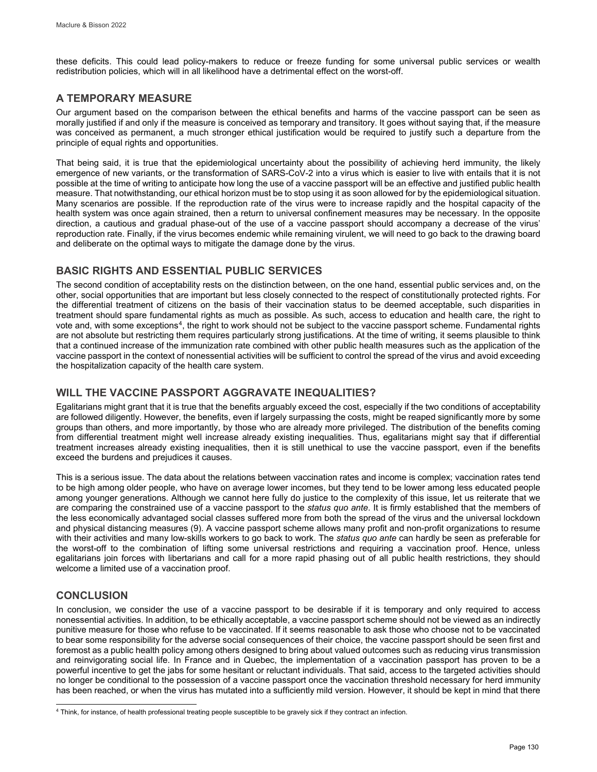these deficits. This could lead policy-makers to reduce or freeze funding for some universal public services or wealth redistribution policies, which will in all likelihood have a detrimental effect on the worst-off.

## A TEMPORARY MEASURE

Our argument based on the comparison between the ethical benefits and harms of the vaccine passport can be seen as morally justified if and only if the measure is conceived as temporary and transitory. It goes without saying that, if the measure was conceived as permanent, a much stronger ethical justification would be required to justify such a departure from the principle of equal rights and opportunities.

That being said, it is true that the epidemiological uncertainty about the possibility of achieving herd immunity, the likely emergence of new variants, or the transformation of SARS-CoV-2 into a virus which is easier to live with entails that it is not possible at the time of writing to anticipate how long the use of a vaccine passport will be an effective and justified public health measure. That notwithstanding, our ethical horizon must be to stop using it as soon allowed for by the epidemiological situation. Many scenarios are possible. If the reproduction rate of the virus were to increase rapidly and the hospital capacity of the health system was once again strained, then a return to universal confinement measures may be necessary. In the opposite direction, a cautious and gradual phase-out of the use of a vaccine passport should accompany a decrease of the virus' reproduction rate. Finally, if the virus becomes endemic while remaining virulent, we will need to go back to the drawing board and deliberate on the optimal ways to mitigate the damage done by the virus.

## BASIC RIGHTS AND ESSENTIAL PUBLIC SERVICES

The second condition of acceptability rests on the distinction between, on the one hand, essential public services and, on the other, social opportunities that are important but less closely connected to the respect of constitutionally protected rights. For the differential treatment of citizens on the basis of their vaccination status to be deemed acceptable, such disparities in treatment should spare fundamental rights as much as possible. As such, access to education and health care, the right to vote and, with some exceptions[4], the right to work should not be subject to the vaccine passport scheme. Fundamental rights are not absolute but restricting them requires particularly strong justifications. At the time of writing, it seems plausible to think that a continued increase of the immunization rate combined with other public health measures such as the application of the vaccine passport in the context of nonessential activities will be sufficient to control the spread of the virus and avoid exceeding the hospitalization capacity of the health care system.

## WILL THE VACCINE PASSPORT AGGRAVATE INEQUALITIES?

Egalitarians might grant that it is true that the benefits arguably exceed the cost, especially if the two conditions of acceptability are followed diligently. However, the benefits, even if largely surpassing the costs, might be reaped significantly more by some groups than others, and more importantly, by those who are already more privileged. The distribution of the benefits coming from differential treatment might well increase already existing inequalities. Thus, egalitarians might say that if differential treatment increases already existing inequalities, then it is still unethical to use the vaccine passport, even if the benefits exceed the burdens and prejudices it causes.

This is a serious issue. The data about the relations between vaccination rates and income is complex; vaccination rates tend to be high among older people, who have on average lower incomes, but they tend to be lower among less educated people among younger generations. Although we cannot here fully do justice to the complexity of this issue, let us reiterate that we are comparing the constrained use of a vaccine passport to the *status quo ante*. It is firmly established that the members of the less economically advantaged social classes suffered more from both the spread of the virus and the universal lockdown and physical distancing measures (9). A vaccine passport scheme allows many profit and non-profit organizations to resume with their activities and many low-skills workers to go back to work. The *status quo ante* can hardly be seen as preferable for the worst-off to the combination of lifting some universal restrictions and requiring a vaccination proof. Hence, unless egalitarians join forces with libertarians and call for a more rapid phasing out of all public health restrictions, they should welcome a limited use of a vaccination proof.

## CONCLUSION

In conclusion, we consider the use of a vaccine passport to be desirable if it is temporary and only required to access nonessential activities. In addition, to be ethically acceptable, a vaccine passport scheme should not be viewed as an indirectly punitive measure for those who refuse to be vaccinated. If it seems reasonable to ask those who choose not to be vaccinated to bear some responsibility for the adverse social consequences of their choice, the vaccine passport should be seen first and foremost as a public health policy among others designed to bring about valued outcomes such as reducing virus transmission and reinvigorating social life. In France and in Quebec, the implementation of a vaccination passport has proven to be a powerful incentive to get the jabs for some hesitant or reluctant individuals. That said, access to the targeted activities should no longer be conditional to the possession of a vaccine passport once the vaccination threshold necessary for herd immunity has been reached, or when the virus has mutated into a sufficiently mild version. However, it should be kept in mind that there

---

[4] Think, for instance, of health professional treating people susceptible to be gravely sick if they contract an infection.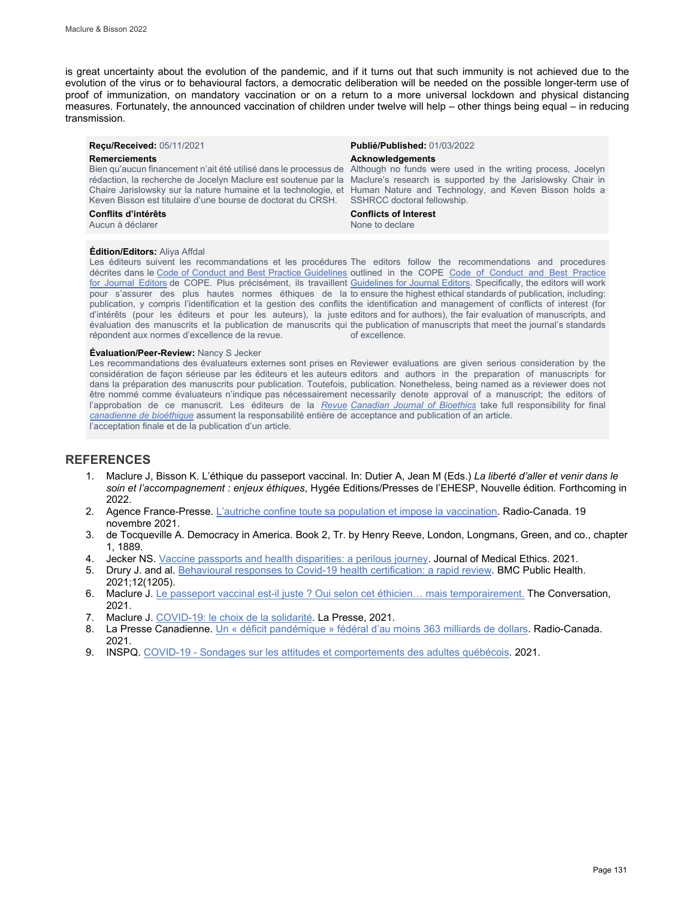is great uncertainty about the evolution of the pandemic, and if it turns out that such immunity is not achieved due to the evolution of the virus or to behavioural factors, a democratic deliberation will be needed on the possible longer-term use of proof of immunization, on mandatory vaccination or on a return to a more universal lockdown and physical distancing measures. Fortunately, the announced vaccination of children under twelve will help – other things being equal – in reducing transmission.

**Reçu/Received:** 05/11/2021

**Publié/Published:** 01/03/2022

**Remerciements**
Bien qu'aucun financement n'ait été utilisé dans le processus de rédaction, la recherche de Jocelyn Maclure est soutenue par la Chaire Jarislowsky sur la nature humaine et la technologie, et Keven Bisson est titulaire d'une bourse de doctorat du CRSH.

**Acknowledgements**
Although no funds were used in the writing process, Jocelyn Maclure's research is supported by the Jarislowsky Chair in Human Nature and Technology, and Keven Bisson holds a SSHRCC doctoral fellowship.

**Conflits d'intérêts**
Aucun à déclarer

**Conflicts of Interest**
None to declare

**Édition/Editors:** Aliya Affdal

Les éditeurs suivent les recommandations et les procédures décrites dans le Code of Conduct and Best Practice Guidelines for Journal Editors de COPE. Plus précisément, ils travaillent pour s'assurer des plus hautes normes éthiques de la publication, y compris l'identification et la gestion des conflits d'intérêts (pour les éditeurs et pour les auteurs), la juste évaluation des manuscrits et la publication de manuscrits qui répondent aux normes d'excellence de la revue.

The editors follow the recommendations and procedures outlined in the COPE Code of Conduct and Best Practice Guidelines for Journal Editors. Specifically, the editors will work to ensure the highest ethical standards of publication, including: the identification and management of conflicts of interest (for editors and for authors), the fair evaluation of manuscripts, and the publication of manuscripts that meet the journal's standards of excellence.

**Évaluation/Peer-Review:** Nancy S Jecker

Les recommandations des évaluateurs externes sont prises en considération de façon sérieuse par les éditeurs et les auteurs dans la préparation des manuscrits pour publication. Toutefois, être nommé comme évaluateurs n'indique pas nécessairement l'approbation de ce manuscrit. Les éditeurs de la *Revue canadienne de bioéthique* assument la responsabilité entière de l'acceptation finale et de la publication d'un article.

Reviewer evaluations are given serious consideration by the editors and authors in the preparation of manuscripts for publication. Nonetheless, being named as a reviewer does not necessarily denote approval of a manuscript; the editors of *Canadian Journal of Bioethics* take full responsibility for final acceptance and publication of an article.

## REFERENCES

1. Maclure J, Bisson K. L'éthique du passeport vaccinal. In: Dutier A, Jean M (Eds.) *La liberté d'aller et venir dans le soin et l'accompagnement : enjeux éthiques*, Hygée Editions/Presses de l'EHESP, Nouvelle édition. Forthcoming in 2022.
2. Agence France-Presse. L'autriche confine toute sa population et impose la vaccination. Radio-Canada. 19 novembre 2021.
3. de Tocqueville A. Democracy in America. Book 2, Tr. by Henry Reeve, London, Longmans, Green, and co., chapter 1, 1889.
4. Jecker NS. Vaccine passports and health disparities: a perilous journey. Journal of Medical Ethics. 2021.
5. Drury J. and al. Behavioural responses to Covid-19 health certification: a rapid review. BMC Public Health. 2021;12(1205).
6. Maclure J. Le passeport vaccinal est-il juste ? Oui selon cet éthicien… mais temporairement. The Conversation, 2021.
7. Maclure J. COVID-19: le choix de la solidarité. La Presse, 2021.
8. La Presse Canadienne. Un « déficit pandémique » fédéral d'au moins 363 milliards de dollars. Radio-Canada. 2021.
9. INSPQ. COVID-19 - Sondages sur les attitudes et comportements des adultes québécois. 2021.